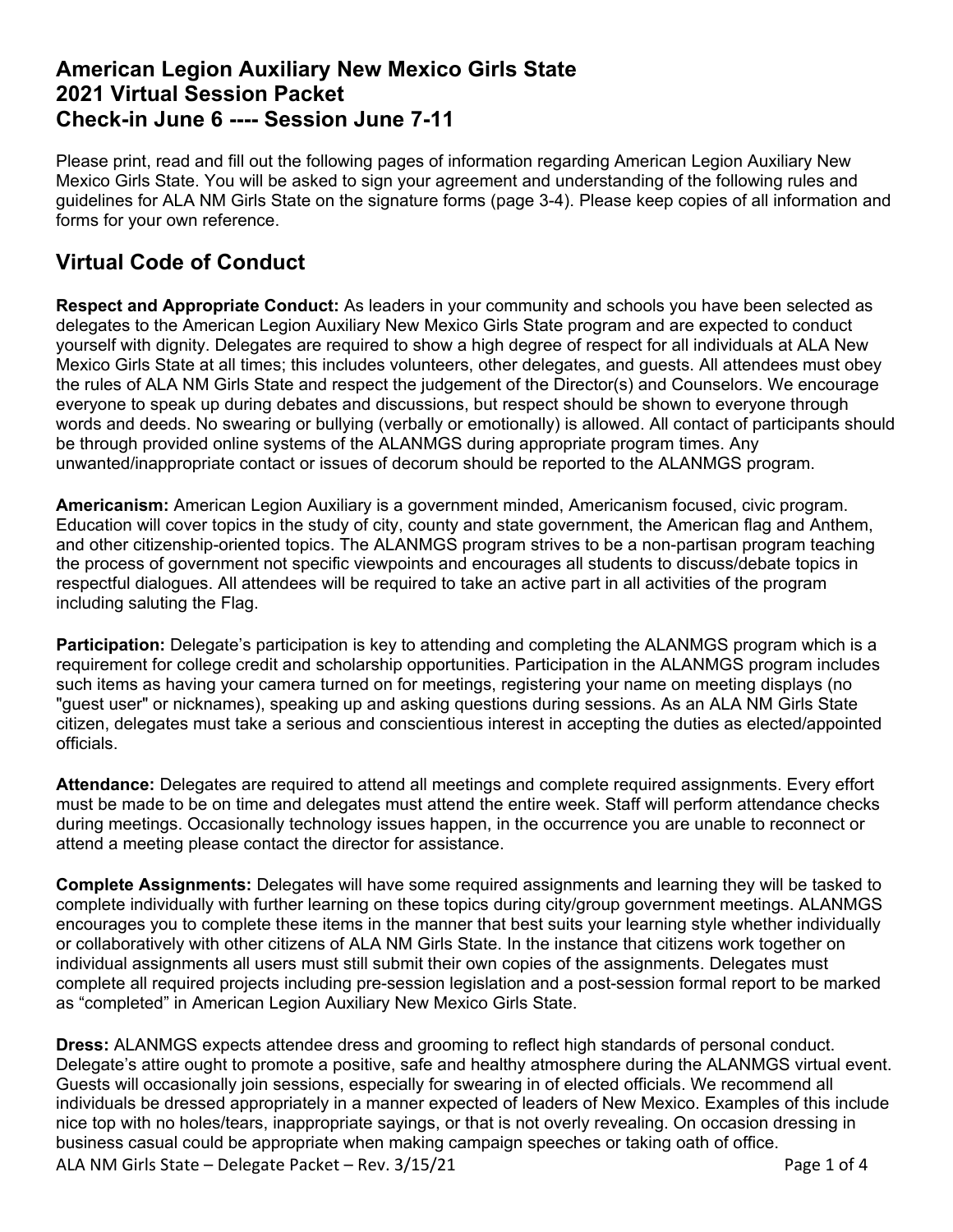# American Legion Auxiliary New Mexico Girls State
# 2021 Virtual Session Packet
# Check-in June 6 ---- Session June 7-11

Please print, read and fill out the following pages of information regarding American Legion Auxiliary New Mexico Girls State. You will be asked to sign your agreement and understanding of the following rules and guidelines for ALA NM Girls State on the signature forms (page 3-4). Please keep copies of all information and forms for your own reference.

## Virtual Code of Conduct

**Respect and Appropriate Conduct:** As leaders in your community and schools you have been selected as delegates to the American Legion Auxiliary New Mexico Girls State program and are expected to conduct yourself with dignity. Delegates are required to show a high degree of respect for all individuals at ALA New Mexico Girls State at all times; this includes volunteers, other delegates, and guests. All attendees must obey the rules of ALA NM Girls State and respect the judgement of the Director(s) and Counselors. We encourage everyone to speak up during debates and discussions, but respect should be shown to everyone through words and deeds. No swearing or bullying (verbally or emotionally) is allowed. All contact of participants should be through provided online systems of the ALANMGS during appropriate program times. Any unwanted/inappropriate contact or issues of decorum should be reported to the ALANMGS program.

**Americanism:** American Legion Auxiliary is a government minded, Americanism focused, civic program. Education will cover topics in the study of city, county and state government, the American flag and Anthem, and other citizenship-oriented topics. The ALANMGS program strives to be a non-partisan program teaching the process of government not specific viewpoints and encourages all students to discuss/debate topics in respectful dialogues. All attendees will be required to take an active part in all activities of the program including saluting the Flag.

**Participation:** Delegate's participation is key to attending and completing the ALANMGS program which is a requirement for college credit and scholarship opportunities. Participation in the ALANMGS program includes such items as having your camera turned on for meetings, registering your name on meeting displays (no "guest user" or nicknames), speaking up and asking questions during sessions. As an ALA NM Girls State citizen, delegates must take a serious and conscientious interest in accepting the duties as elected/appointed officials.

**Attendance:** Delegates are required to attend all meetings and complete required assignments. Every effort must be made to be on time and delegates must attend the entire week. Staff will perform attendance checks during meetings. Occasionally technology issues happen, in the occurrence you are unable to reconnect or attend a meeting please contact the director for assistance.

**Complete Assignments:** Delegates will have some required assignments and learning they will be tasked to complete individually with further learning on these topics during city/group government meetings. ALANMGS encourages you to complete these items in the manner that best suits your learning style whether individually or collaboratively with other citizens of ALA NM Girls State. In the instance that citizens work together on individual assignments all users must still submit their own copies of the assignments. Delegates must complete all required projects including pre-session legislation and a post-session formal report to be marked as "completed" in American Legion Auxiliary New Mexico Girls State.

**Dress:** ALANMGS expects attendee dress and grooming to reflect high standards of personal conduct. Delegate's attire ought to promote a positive, safe and healthy atmosphere during the ALANMGS virtual event. Guests will occasionally join sessions, especially for swearing in of elected officials. We recommend all individuals be dressed appropriately in a manner expected of leaders of New Mexico. Examples of this include nice top with no holes/tears, inappropriate sayings, or that is not overly revealing. On occasion dressing in business casual could be appropriate when making campaign speeches or taking oath of office.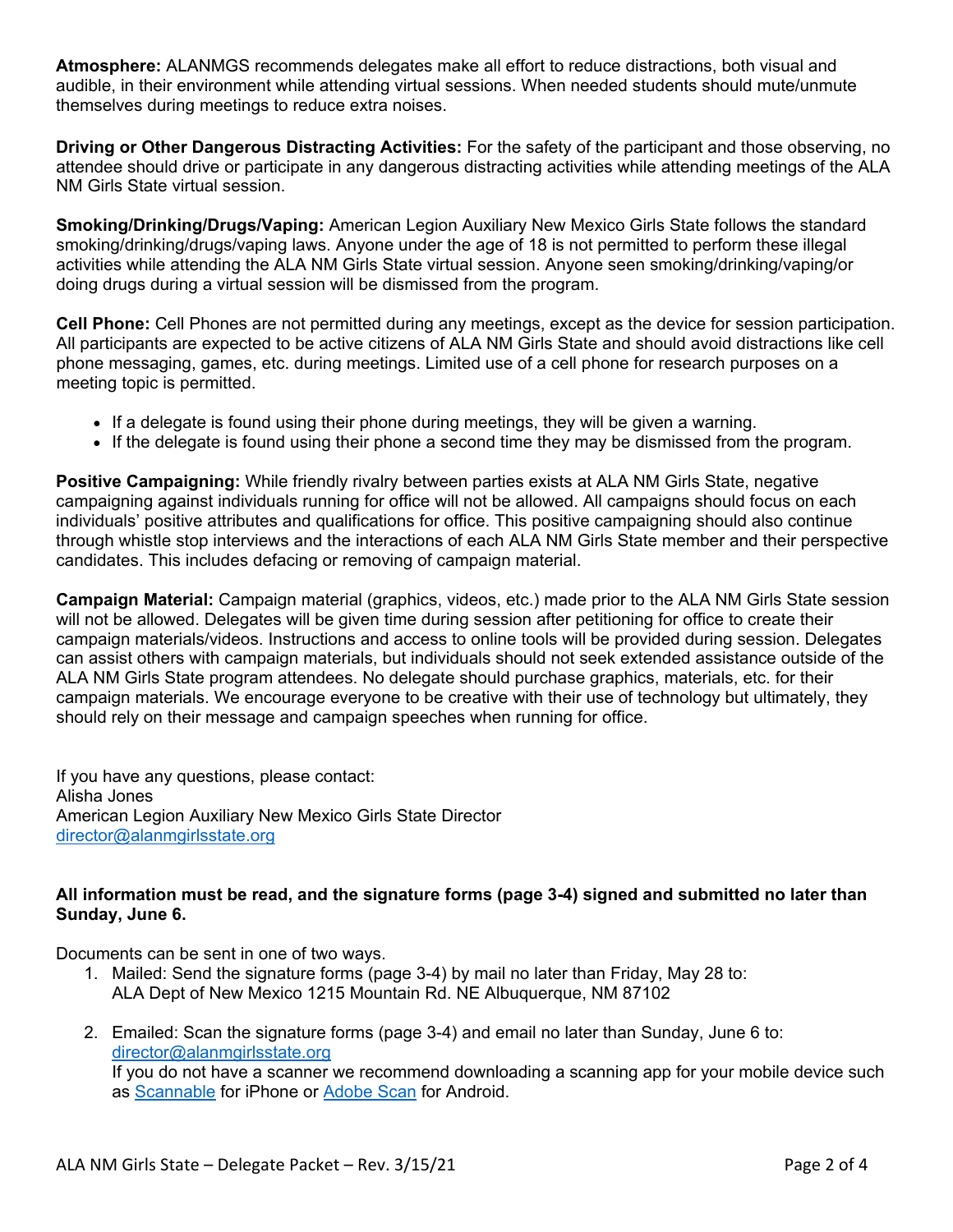**Atmosphere:** ALANMGS recommends delegates make all effort to reduce distractions, both visual and audible, in their environment while attending virtual sessions. When needed students should mute/unmute themselves during meetings to reduce extra noises.

**Driving or Other Dangerous Distracting Activities:** For the safety of the participant and those observing, no attendee should drive or participate in any dangerous distracting activities while attending meetings of the ALA NM Girls State virtual session.

**Smoking/Drinking/Drugs/Vaping:** American Legion Auxiliary New Mexico Girls State follows the standard smoking/drinking/drugs/vaping laws. Anyone under the age of 18 is not permitted to perform these illegal activities while attending the ALA NM Girls State virtual session. Anyone seen smoking/drinking/vaping/or doing drugs during a virtual session will be dismissed from the program.

**Cell Phone:** Cell Phones are not permitted during any meetings, except as the device for session participation. All participants are expected to be active citizens of ALA NM Girls State and should avoid distractions like cell phone messaging, games, etc. during meetings. Limited use of a cell phone for research purposes on a meeting topic is permitted.

- If a delegate is found using their phone during meetings, they will be given a warning.
- If the delegate is found using their phone a second time they may be dismissed from the program.

**Positive Campaigning:** While friendly rivalry between parties exists at ALA NM Girls State, negative campaigning against individuals running for office will not be allowed. All campaigns should focus on each individuals' positive attributes and qualifications for office. This positive campaigning should also continue through whistle stop interviews and the interactions of each ALA NM Girls State member and their perspective candidates. This includes defacing or removing of campaign material.

**Campaign Material:** Campaign material (graphics, videos, etc.) made prior to the ALA NM Girls State session will not be allowed. Delegates will be given time during session after petitioning for office to create their campaign materials/videos. Instructions and access to online tools will be provided during session. Delegates can assist others with campaign materials, but individuals should not seek extended assistance outside of the ALA NM Girls State program attendees. No delegate should purchase graphics, materials, etc. for their campaign materials. We encourage everyone to be creative with their use of technology but ultimately, they should rely on their message and campaign speeches when running for office.

If you have any questions, please contact:
Alisha Jones
American Legion Auxiliary New Mexico Girls State Director
director@alanmgirlsstate.org

**All information must be read, and the signature forms (page 3-4) signed and submitted no later than Sunday, June 6.**

Documents can be sent in one of two ways.

1. Mailed: Send the signature forms (page 3-4) by mail no later than Friday, May 28 to:
   ALA Dept of New Mexico 1215 Mountain Rd. NE Albuquerque, NM 87102

2. Emailed: Scan the signature forms (page 3-4) and email no later than Sunday, June 6 to:
   director@alanmgirlsstate.org
   If you do not have a scanner we recommend downloading a scanning app for your mobile device such as Scannable for iPhone or Adobe Scan for Android.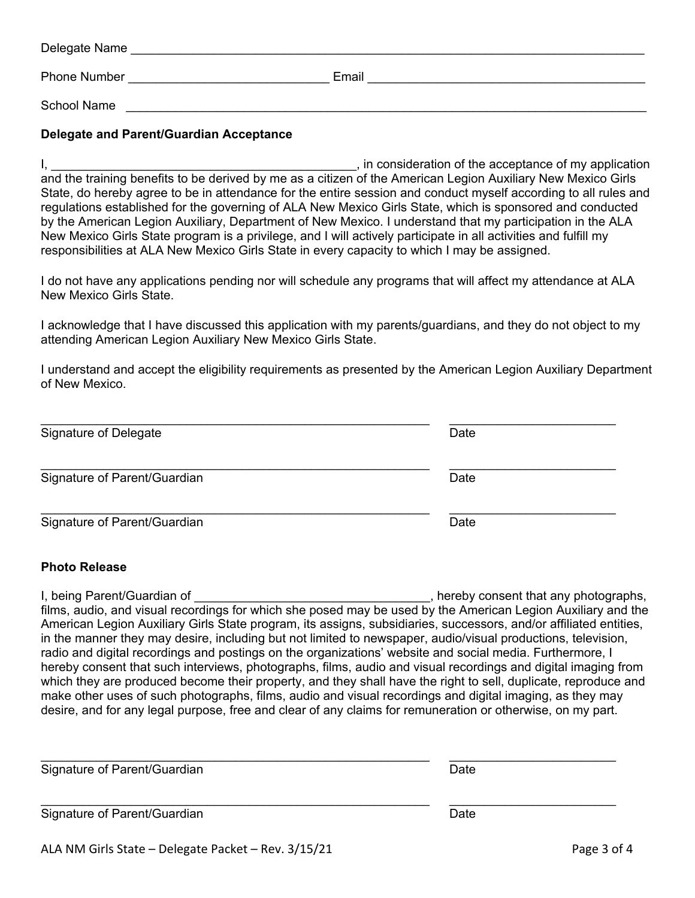Delegate Name ___________________________________________________________________________

Phone Number _____________________________ Email _________________________________________

School Name _____________________________________________________________________________

**Delegate and Parent/Guardian Acceptance**

I, _____________________________________________, in consideration of the acceptance of my application and the training benefits to be derived by me as a citizen of the American Legion Auxiliary New Mexico Girls State, do hereby agree to be in attendance for the entire session and conduct myself according to all rules and regulations established for the governing of ALA New Mexico Girls State, which is sponsored and conducted by the American Legion Auxiliary, Department of New Mexico. I understand that my participation in the ALA New Mexico Girls State program is a privilege, and I will actively participate in all activities and fulfill my responsibilities at ALA New Mexico Girls State in every capacity to which I may be assigned.

I do not have any applications pending nor will schedule any programs that will affect my attendance at ALA New Mexico Girls State.

I acknowledge that I have discussed this application with my parents/guardians, and they do not object to my attending American Legion Auxiliary New Mexico Girls State.

I understand and accept the eligibility requirements as presented by the American Legion Auxiliary Department of New Mexico.

___________________________________________________________ ________________________
Signature of Delegate Date

___________________________________________________________ ________________________
Signature of Parent/Guardian Date

___________________________________________________________ ________________________
Signature of Parent/Guardian Date

**Photo Release**

I, being Parent/Guardian of __________________________________, hereby consent that any photographs, films, audio, and visual recordings for which she posed may be used by the American Legion Auxiliary and the American Legion Auxiliary Girls State program, its assigns, subsidiaries, successors, and/or affiliated entities, in the manner they may desire, including but not limited to newspaper, audio/visual productions, television, radio and digital recordings and postings on the organizations' website and social media. Furthermore, I hereby consent that such interviews, photographs, films, audio and visual recordings and digital imaging from which they are produced become their property, and they shall have the right to sell, duplicate, reproduce and make other uses of such photographs, films, audio and visual recordings and digital imaging, as they may desire, and for any legal purpose, free and clear of any claims for remuneration or otherwise, on my part.

___________________________________________________________ ________________________
Signature of Parent/Guardian Date

___________________________________________________________ ________________________
Signature of Parent/Guardian Date

ALA NM Girls State – Delegate Packet – Rev. 3/15/21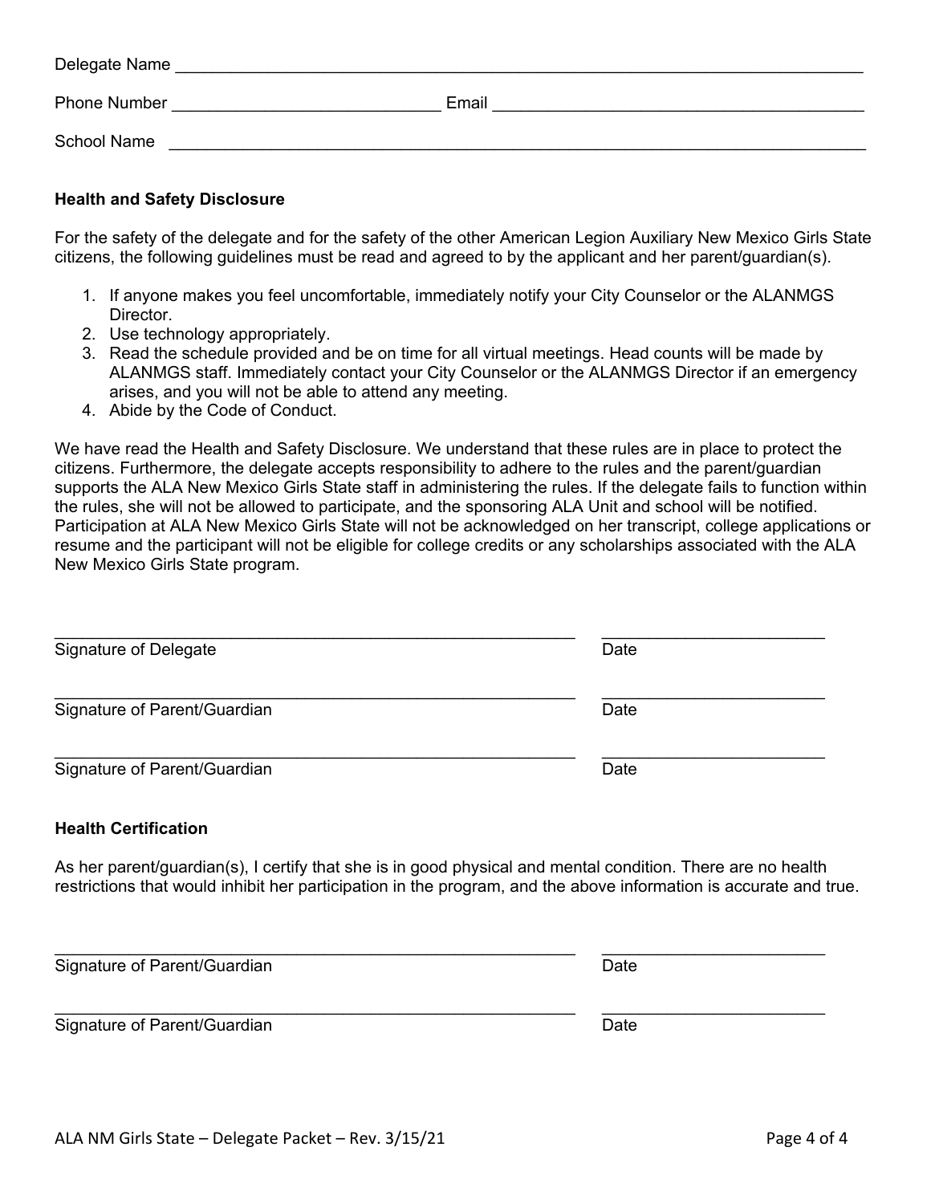Delegate Name ___________________________________________________________________________

Phone Number _____________________________ Email _________________________________________

School Name ______________________________________________________________________________

**Health and Safety Disclosure**

For the safety of the delegate and for the safety of the other American Legion Auxiliary New Mexico Girls State citizens, the following guidelines must be read and agreed to by the applicant and her parent/guardian(s).

1. If anyone makes you feel uncomfortable, immediately notify your City Counselor or the ALANMGS Director.
2. Use technology appropriately.
3. Read the schedule provided and be on time for all virtual meetings. Head counts will be made by ALANMGS staff. Immediately contact your City Counselor or the ALANMGS Director if an emergency arises, and you will not be able to attend any meeting.
4. Abide by the Code of Conduct.

We have read the Health and Safety Disclosure. We understand that these rules are in place to protect the citizens. Furthermore, the delegate accepts responsibility to adhere to the rules and the parent/guardian supports the ALA New Mexico Girls State staff in administering the rules. If the delegate fails to function within the rules, she will not be allowed to participate, and the sponsoring ALA Unit and school will be notified. Participation at ALA New Mexico Girls State will not be acknowledged on her transcript, college applications or resume and the participant will not be eligible for college credits or any scholarships associated with the ALA New Mexico Girls State program.

_________________________________________________________ _________________________

Signature of Delegate Date

_________________________________________________________ _________________________

Signature of Parent/Guardian Date

_________________________________________________________ _________________________

Signature of Parent/Guardian Date

**Health Certification**

As her parent/guardian(s), I certify that she is in good physical and mental condition. There are no health restrictions that would inhibit her participation in the program, and the above information is accurate and true.

_________________________________________________________ _________________________

Signature of Parent/Guardian Date

_________________________________________________________ _________________________

Signature of Parent/Guardian Date